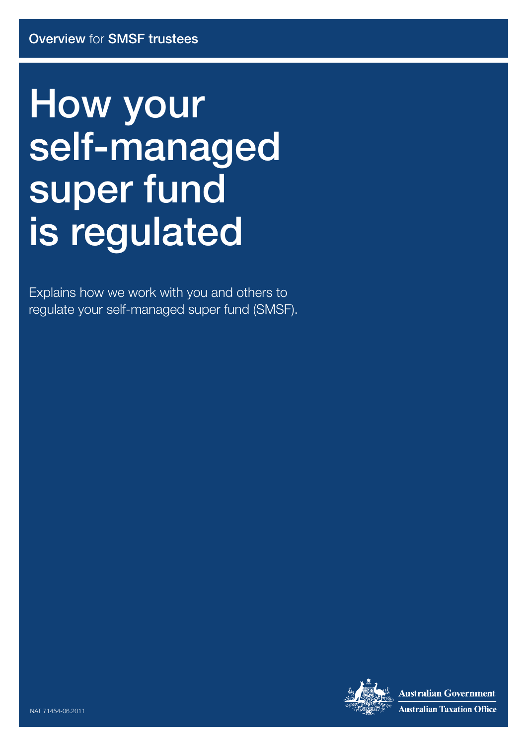**Overview** for **SMSF trustees**

# How your self-managed super fund is regulated

Explains how we work with you and others to regulate your self-managed super fund (SMSF).

NAT 71454-06.2011

Australian Government
Australian Taxation Office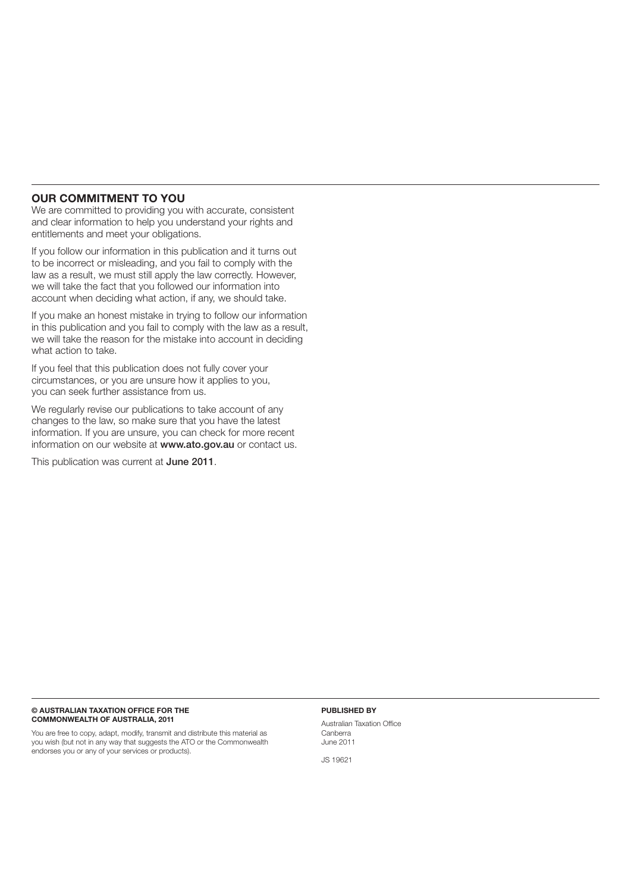## OUR COMMITMENT TO YOU

We are committed to providing you with accurate, consistent and clear information to help you understand your rights and entitlements and meet your obligations.

If you follow our information in this publication and it turns out to be incorrect or misleading, and you fail to comply with the law as a result, we must still apply the law correctly. However, we will take the fact that you followed our information into account when deciding what action, if any, we should take.

If you make an honest mistake in trying to follow our information in this publication and you fail to comply with the law as a result, we will take the reason for the mistake into account in deciding what action to take.

If you feel that this publication does not fully cover your circumstances, or you are unsure how it applies to you, you can seek further assistance from us.

We regularly revise our publications to take account of any changes to the law, so make sure that you have the latest information. If you are unsure, you can check for more recent information on our website at **www.ato.gov.au** or contact us.

This publication was current at **June 2011**.

**© AUSTRALIAN TAXATION OFFICE FOR THE COMMONWEALTH OF AUSTRALIA, 2011**

You are free to copy, adapt, modify, transmit and distribute this material as you wish (but not in any way that suggests the ATO or the Commonwealth endorses you or any of your services or products).

**PUBLISHED BY**

Australian Taxation Office
Canberra
June 2011

JS 19621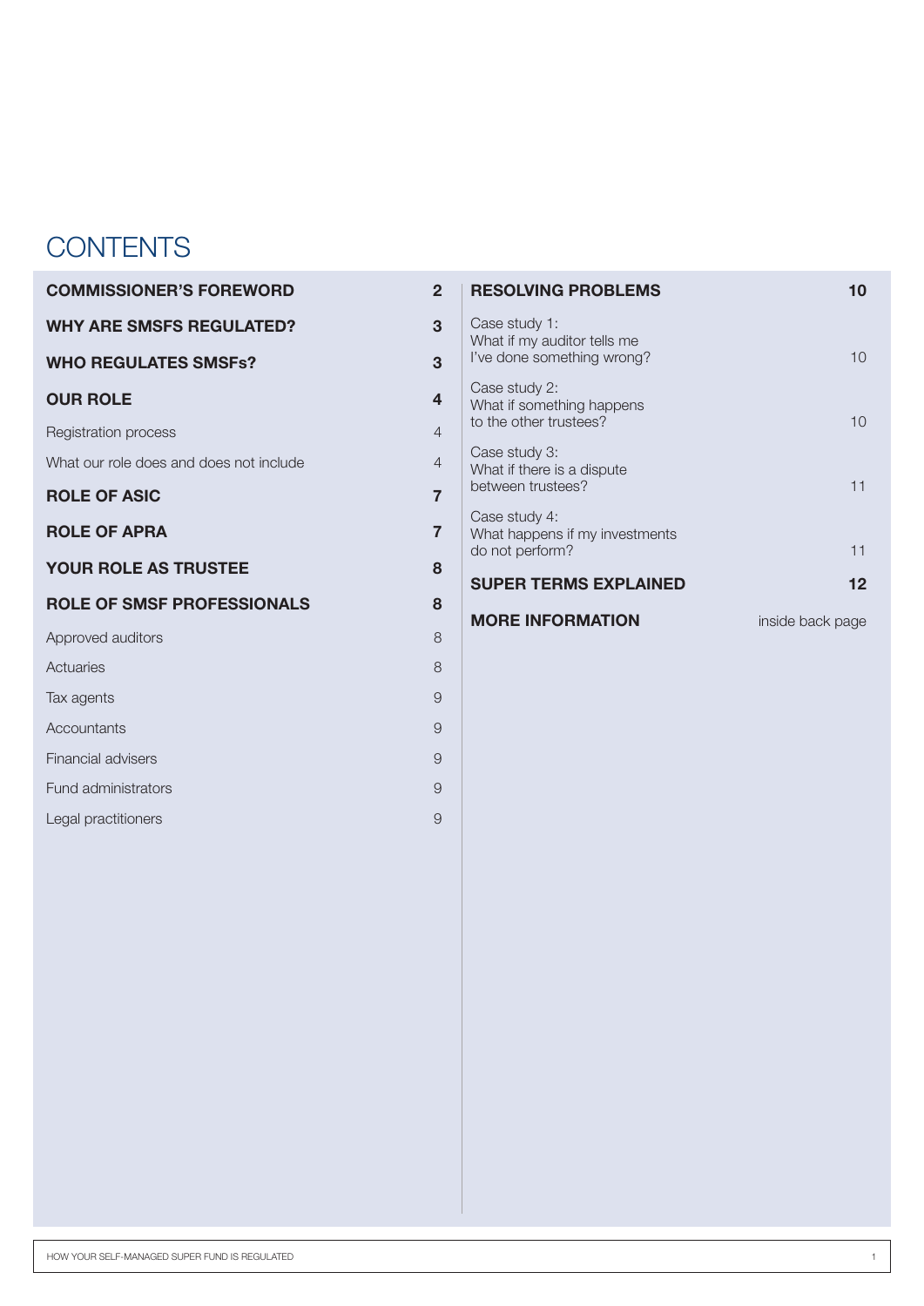# CONTENTS

| | |
|---|---|
| **COMMISSIONER'S FOREWORD** | **2** |
| **WHY ARE SMSFS REGULATED?** | **3** |
| **WHO REGULATES SMSFs?** | **3** |
| **OUR ROLE** | **4** |
| Registration process | 4 |
| What our role does and does not include | 4 |
| **ROLE OF ASIC** | **7** |
| **ROLE OF APRA** | **7** |
| **YOUR ROLE AS TRUSTEE** | **8** |
| **ROLE OF SMSF PROFESSIONALS** | **8** |
| Approved auditors | 8 |
| Actuaries | 8 |
| Tax agents | 9 |
| Accountants | 9 |
| Financial advisers | 9 |
| Fund administrators | 9 |
| Legal practitioners | 9 |
| **RESOLVING PROBLEMS** | **10** |
| Case study 1: What if my auditor tells me I've done something wrong? | 10 |
| Case study 2: What if something happens to the other trustees? | 10 |
| Case study 3: What if there is a dispute between trustees? | 11 |
| Case study 4: What happens if my investments do not perform? | 11 |
| **SUPER TERMS EXPLAINED** | **12** |
| **MORE INFORMATION** | inside back page |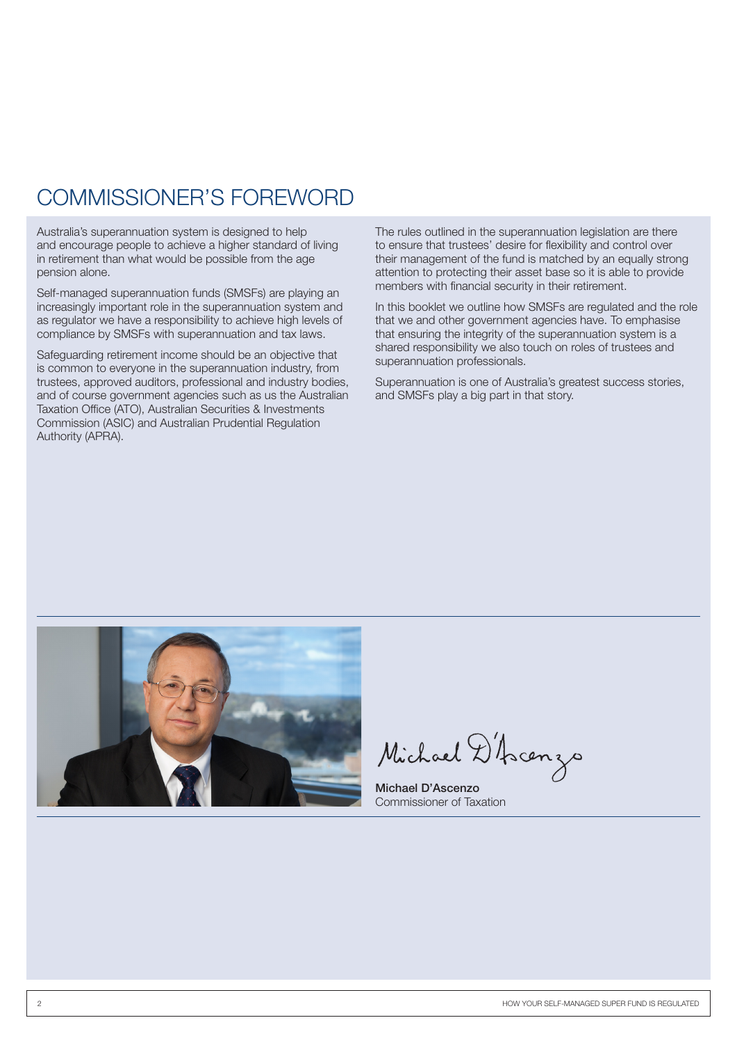# COMMISSIONER'S FOREWORD

Australia's superannuation system is designed to help and encourage people to achieve a higher standard of living in retirement than what would be possible from the age pension alone.

Self-managed superannuation funds (SMSFs) are playing an increasingly important role in the superannuation system and as regulator we have a responsibility to achieve high levels of compliance by SMSFs with superannuation and tax laws.

Safeguarding retirement income should be an objective that is common to everyone in the superannuation industry, from trustees, approved auditors, professional and industry bodies, and of course government agencies such as us the Australian Taxation Office (ATO), Australian Securities & Investments Commission (ASIC) and Australian Prudential Regulation Authority (APRA).

The rules outlined in the superannuation legislation are there to ensure that trustees' desire for flexibility and control over their management of the fund is matched by an equally strong attention to protecting their asset base so it is able to provide members with financial security in their retirement.

In this booklet we outline how SMSFs are regulated and the role that we and other government agencies have. To emphasise that ensuring the integrity of the superannuation system is a shared responsibility we also touch on roles of trustees and superannuation professionals.

Superannuation is one of Australia's greatest success stories, and SMSFs play a big part in that story.

**Michael D'Ascenzo**
Commissioner of Taxation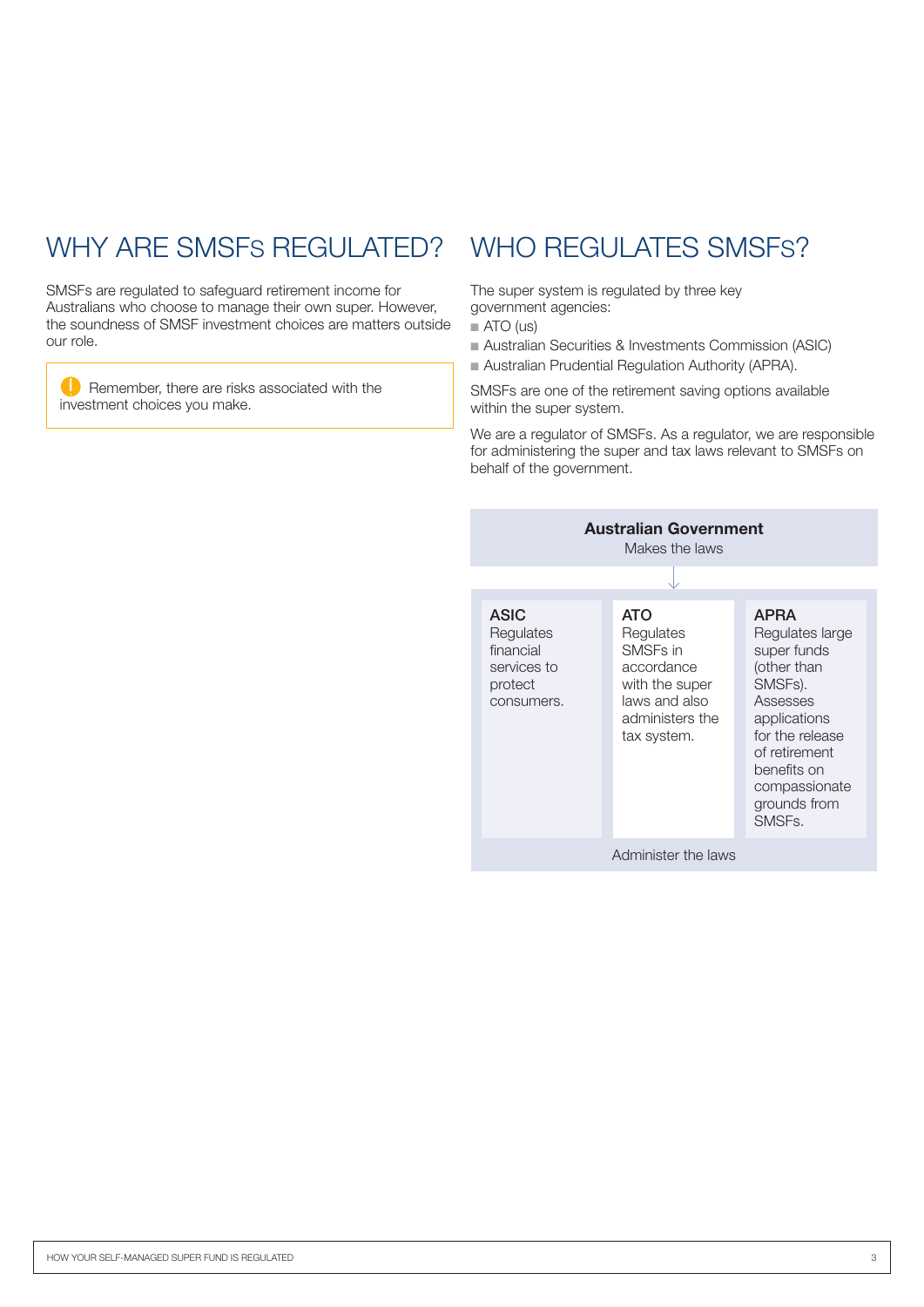## WHY ARE SMSFs REGULATED?

SMSFs are regulated to safeguard retirement income for Australians who choose to manage their own super. However, the soundness of SMSF investment choices are matters outside our role.

> Remember, there are risks associated with the investment choices you make.

## WHO REGULATES SMSFs?

The super system is regulated by three key government agencies:

- ATO (us)
- Australian Securities & Investments Commission (ASIC)
- Australian Prudential Regulation Authority (APRA).

SMSFs are one of the retirement saving options available within the super system.

We are a regulator of SMSFs. As a regulator, we are responsible for administering the super and tax laws relevant to SMSFs on behalf of the government.

**Australian Government**
Makes the laws

↓

| ASIC | ATO | APRA |
|---|---|---|
| Regulates financial services to protect consumers. | Regulates SMSFs in accordance with the super laws and also administers the tax system. | Regulates large super funds (other than SMSFs). Assesses applications for the release of retirement benefits on compassionate grounds from SMSFs. |

Administer the laws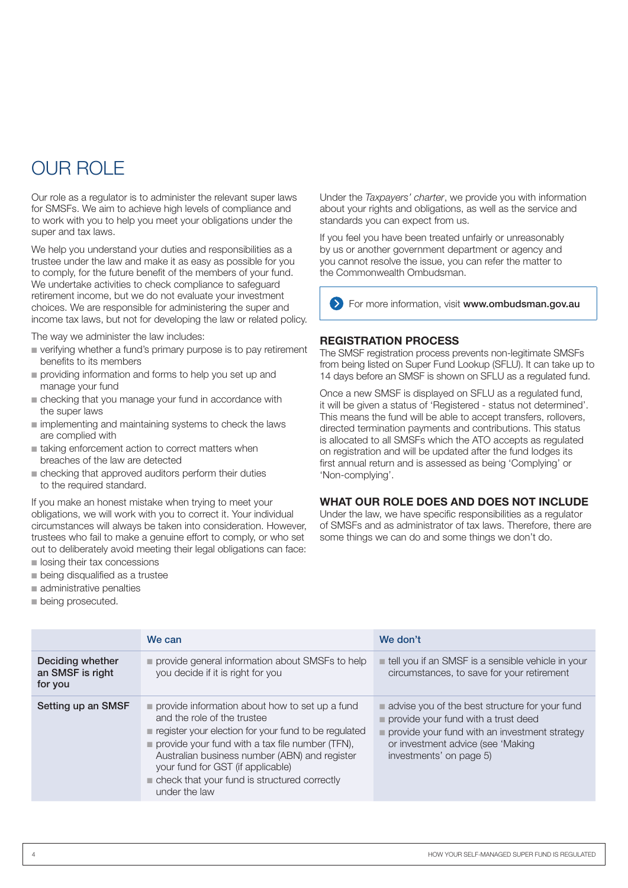# OUR ROLE

Our role as a regulator is to administer the relevant super laws for SMSFs. We aim to achieve high levels of compliance and to work with you to help you meet your obligations under the super and tax laws.

We help you understand your duties and responsibilities as a trustee under the law and make it as easy as possible for you to comply, for the future benefit of the members of your fund. We undertake activities to check compliance to safeguard retirement income, but we do not evaluate your investment choices. We are responsible for administering the super and income tax laws, but not for developing the law or related policy.

The way we administer the law includes:

- verifying whether a fund's primary purpose is to pay retirement benefits to its members
- providing information and forms to help you set up and manage your fund
- checking that you manage your fund in accordance with the super laws
- implementing and maintaining systems to check the laws are complied with
- taking enforcement action to correct matters when breaches of the law are detected
- checking that approved auditors perform their duties to the required standard.

If you make an honest mistake when trying to meet your obligations, we will work with you to correct it. Your individual circumstances will always be taken into consideration. However, trustees who fail to make a genuine effort to comply, or who set out to deliberately avoid meeting their legal obligations can face:

- losing their tax concessions
- being disqualified as a trustee
- administrative penalties
- being prosecuted.

Under the *Taxpayers' charter*, we provide you with information about your rights and obligations, as well as the service and standards you can expect from us.

If you feel you have been treated unfairly or unreasonably by us or another government department or agency and you cannot resolve the issue, you can refer the matter to the Commonwealth Ombudsman.

For more information, visit **www.ombudsman.gov.au**

### REGISTRATION PROCESS

The SMSF registration process prevents non-legitimate SMSFs from being listed on Super Fund Lookup (SFLU). It can take up to 14 days before an SMSF is shown on SFLU as a regulated fund.

Once a new SMSF is displayed on SFLU as a regulated fund, it will be given a status of 'Registered - status not determined'. This means the fund will be able to accept transfers, rollovers, directed termination payments and contributions. This status is allocated to all SMSFs which the ATO accepts as regulated on registration and will be updated after the fund lodges its first annual return and is assessed as being 'Complying' or 'Non-complying'.

### WHAT OUR ROLE DOES AND DOES NOT INCLUDE

Under the law, we have specific responsibilities as a regulator of SMSFs and as administrator of tax laws. Therefore, there are some things we can do and some things we don't do.

| | We can | We don't |
|---|---|---|
| **Deciding whether an SMSF is right for you** | ■ provide general information about SMSFs to help you decide if it is right for you | ■ tell you if an SMSF is a sensible vehicle in your circumstances, to save for your retirement |
| **Setting up an SMSF** | ■ provide information about how to set up a fund and the role of the trustee<br>■ register your election for your fund to be regulated<br>■ provide your fund with a tax file number (TFN), Australian business number (ABN) and register your fund for GST (if applicable)<br>■ check that your fund is structured correctly under the law | ■ advise you of the best structure for your fund<br>■ provide your fund with a trust deed<br>■ provide your fund with an investment strategy or investment advice (see 'Making investments' on page 5) |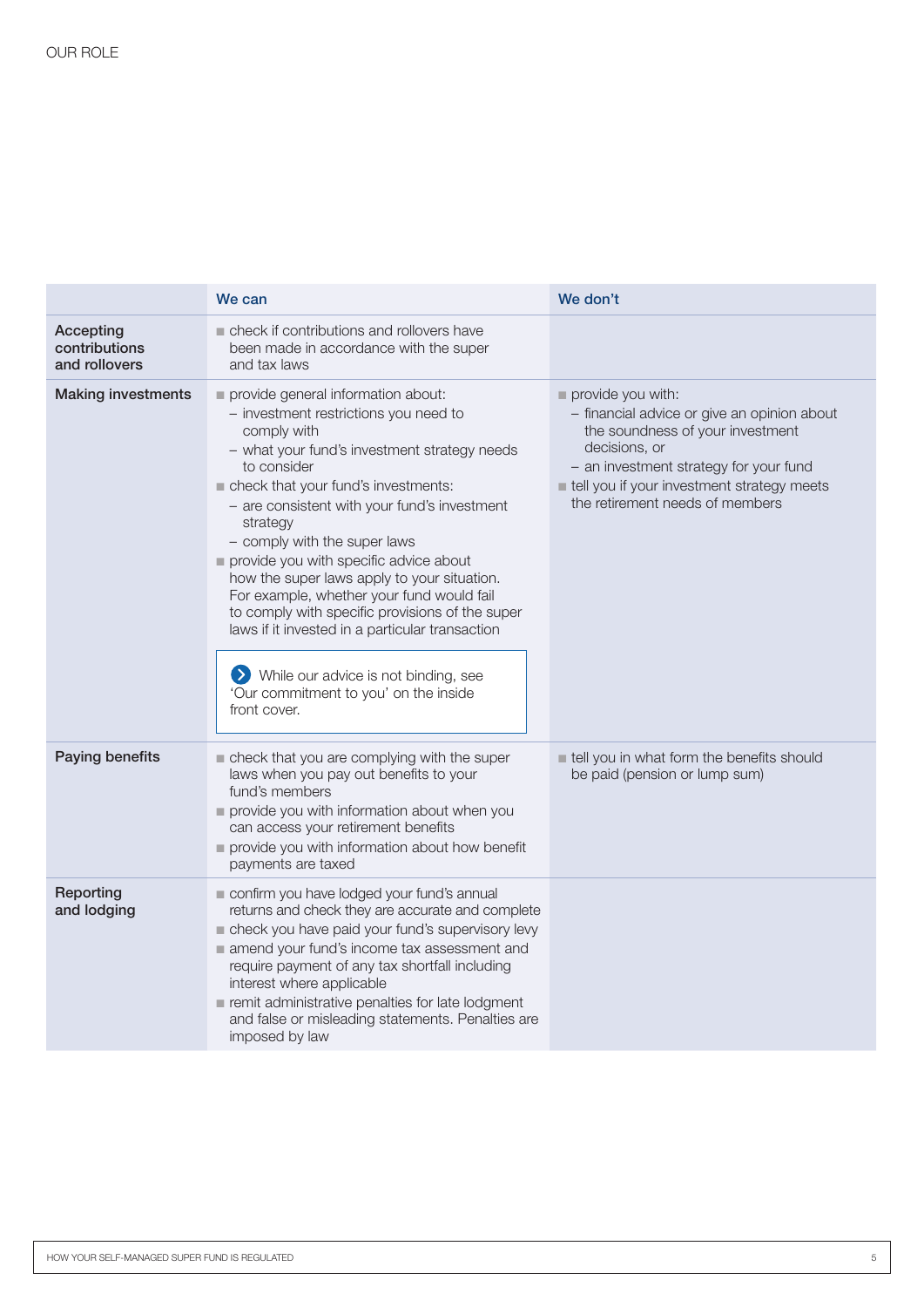OUR ROLE

| | We can | We don't |
|---|---|---|
| **Accepting contributions and rollovers** | ▪ check if contributions and rollovers have been made in accordance with the super and tax laws | |
| **Making investments** | ▪ provide general information about:<br>– investment restrictions you need to comply with<br>– what your fund's investment strategy needs to consider<br>▪ check that your fund's investments:<br>– are consistent with your fund's investment strategy<br>– comply with the super laws<br>▪ provide you with specific advice about how the super laws apply to your situation. For example, whether your fund would fail to comply with specific provisions of the super laws if it invested in a particular transaction<br><br>While our advice is not binding, see 'Our commitment to you' on the inside front cover. | ▪ provide you with:<br>– financial advice or give an opinion about the soundness of your investment decisions, or<br>– an investment strategy for your fund<br>▪ tell you if your investment strategy meets the retirement needs of members |
| **Paying benefits** | ▪ check that you are complying with the super laws when you pay out benefits to your fund's members<br>▪ provide you with information about when you can access your retirement benefits<br>▪ provide you with information about how benefit payments are taxed | ▪ tell you in what form the benefits should be paid (pension or lump sum) |
| **Reporting and lodging** | ▪ confirm you have lodged your fund's annual returns and check they are accurate and complete<br>▪ check you have paid your fund's supervisory levy<br>▪ amend your fund's income tax assessment and require payment of any tax shortfall including interest where applicable<br>▪ remit administrative penalties for late lodgment and false or misleading statements. Penalties are imposed by law | |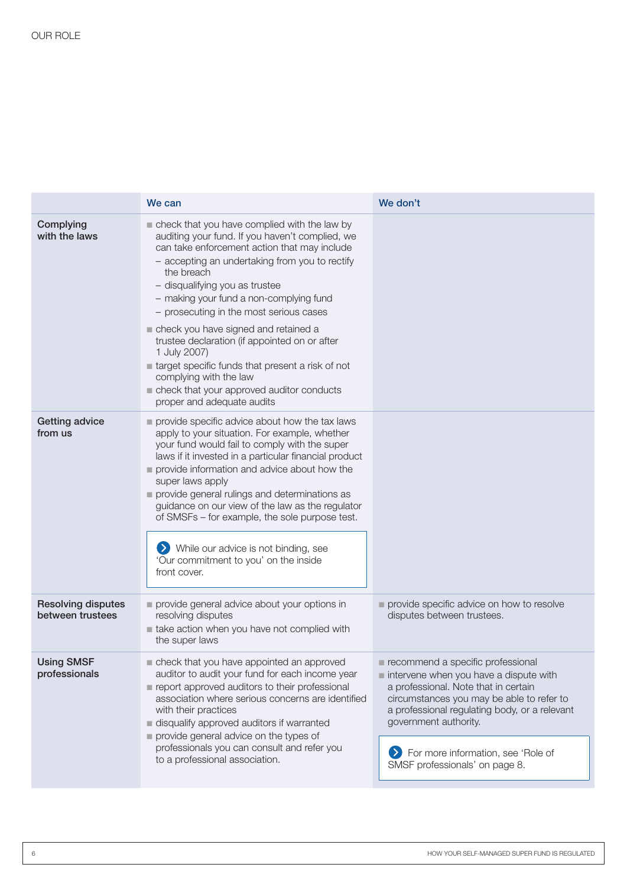## OUR ROLE

| | We can | We don't |
|---|---|---|
| **Complying with the laws** | ■ check that you have complied with the law by auditing your fund. If you haven't complied, we can take enforcement action that may include<br>– accepting an undertaking from you to rectify the breach<br>– disqualifying you as trustee<br>– making your fund a non-complying fund<br>– prosecuting in the most serious cases<br>■ check you have signed and retained a trustee declaration (if appointed on or after 1 July 2007)<br>■ target specific funds that present a risk of not complying with the law<br>■ check that your approved auditor conducts proper and adequate audits | |
| **Getting advice from us** | ■ provide specific advice about how the tax laws apply to your situation. For example, whether your fund would fail to comply with the super laws if it invested in a particular financial product<br>■ provide information and advice about how the super laws apply<br>■ provide general rulings and determinations as guidance on our view of the law as the regulator of SMSFs – for example, the sole purpose test.<br><br>While our advice is not binding, see 'Our commitment to you' on the inside front cover. | |
| **Resolving disputes between trustees** | ■ provide general advice about your options in resolving disputes<br>■ take action when you have not complied with the super laws | ■ provide specific advice on how to resolve disputes between trustees. |
| **Using SMSF professionals** | ■ check that you have appointed an approved auditor to audit your fund for each income year<br>■ report approved auditors to their professional association where serious concerns are identified with their practices<br>■ disqualify approved auditors if warranted<br>■ provide general advice on the types of professionals you can consult and refer you to a professional association. | ■ recommend a specific professional<br>■ intervene when you have a dispute with a professional. Note that in certain circumstances you may be able to refer to a professional regulating body, or a relevant government authority.<br><br>For more information, see 'Role of SMSF professionals' on page 8. |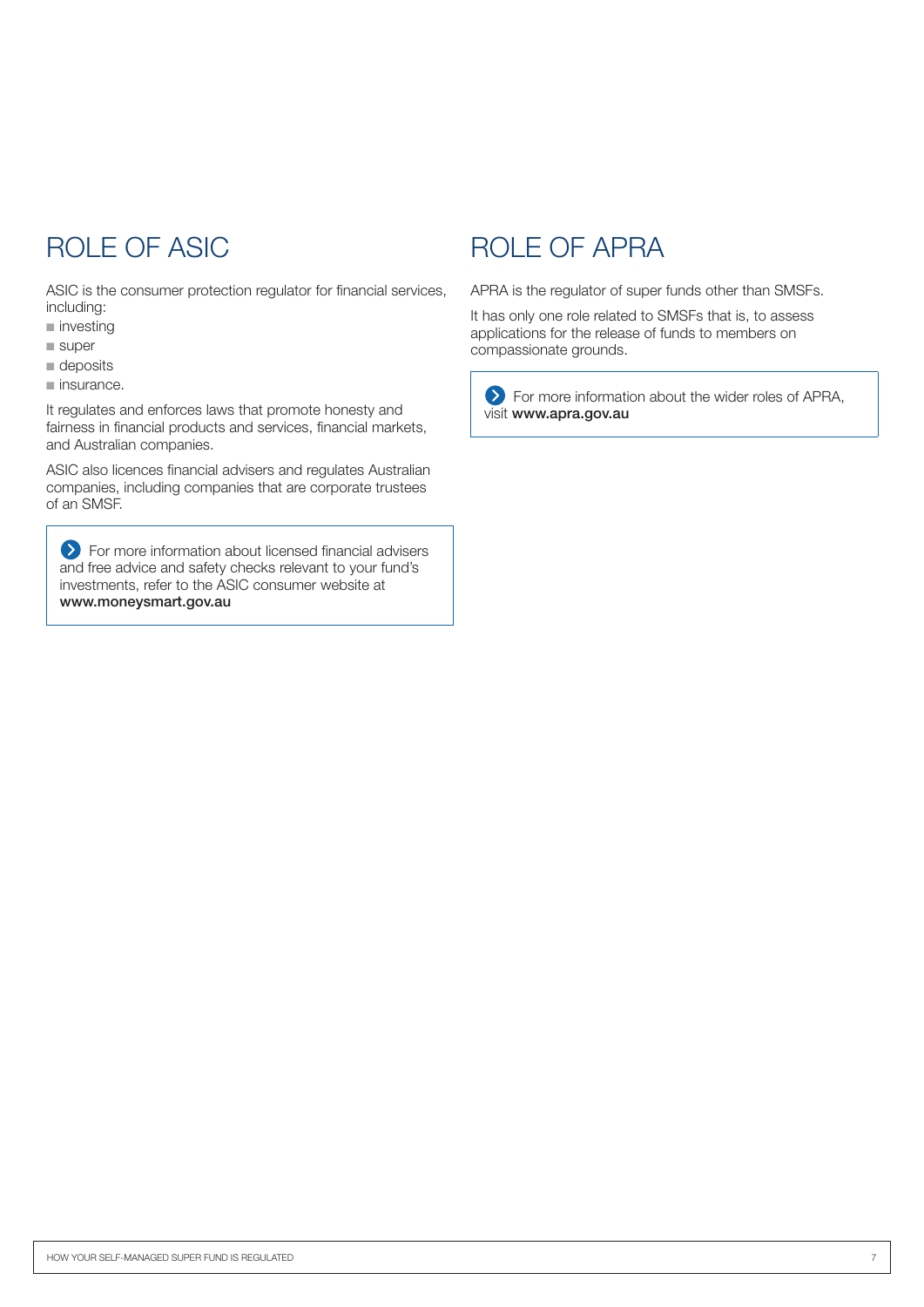## ROLE OF ASIC

ASIC is the consumer protection regulator for financial services, including:

- investing
- super
- deposits
- insurance.

It regulates and enforces laws that promote honesty and fairness in financial products and services, financial markets, and Australian companies.

ASIC also licences financial advisers and regulates Australian companies, including companies that are corporate trustees of an SMSF.

> For more information about licensed financial advisers and free advice and safety checks relevant to your fund's investments, refer to the ASIC consumer website at **www.moneysmart.gov.au**

## ROLE OF APRA

APRA is the regulator of super funds other than SMSFs.

It has only one role related to SMSFs that is, to assess applications for the release of funds to members on compassionate grounds.

> For more information about the wider roles of APRA, visit **www.apra.gov.au**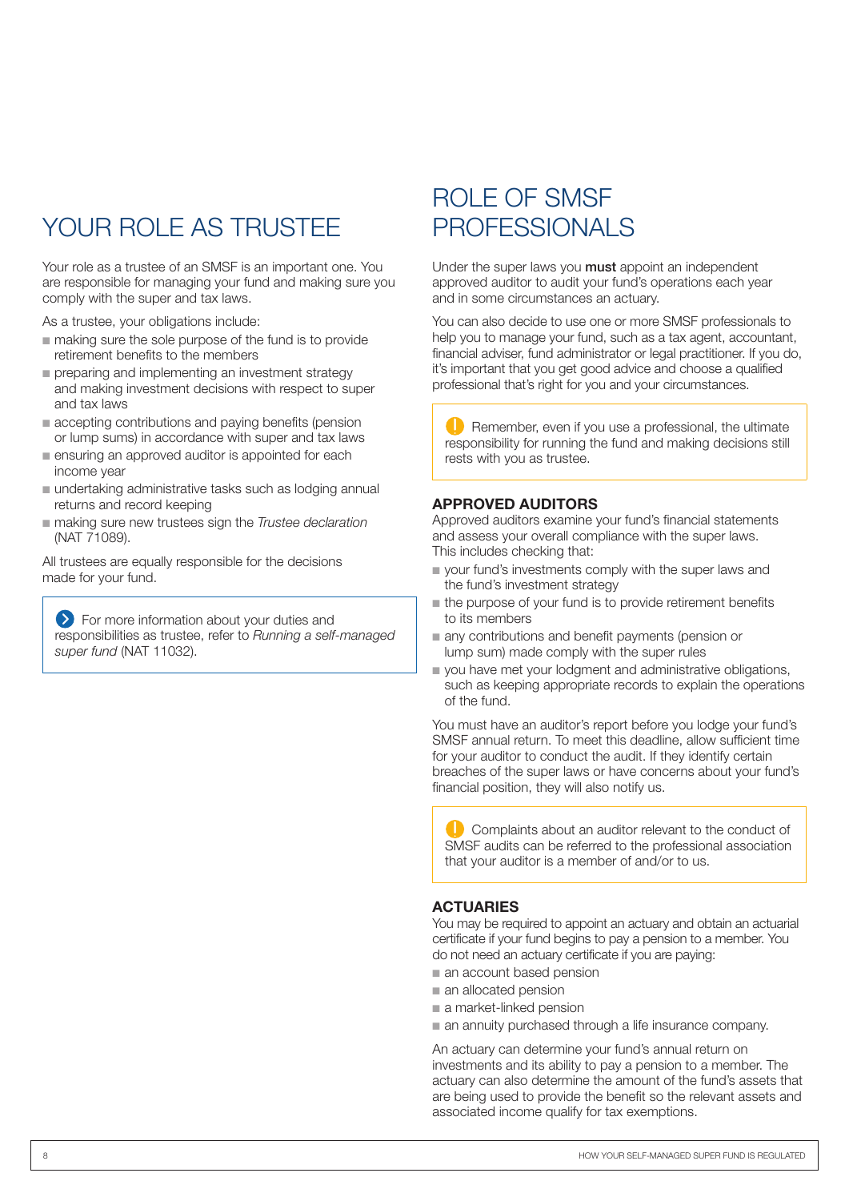# YOUR ROLE AS TRUSTEE

Your role as a trustee of an SMSF is an important one. You are responsible for managing your fund and making sure you comply with the super and tax laws.

As a trustee, your obligations include:

- making sure the sole purpose of the fund is to provide retirement benefits to the members
- preparing and implementing an investment strategy and making investment decisions with respect to super and tax laws
- accepting contributions and paying benefits (pension or lump sums) in accordance with super and tax laws
- ensuring an approved auditor is appointed for each income year
- undertaking administrative tasks such as lodging annual returns and record keeping
- making sure new trustees sign the *Trustee declaration* (NAT 71089).

All trustees are equally responsible for the decisions made for your fund.

> For more information about your duties and responsibilities as trustee, refer to *Running a self-managed super fund* (NAT 11032).

# ROLE OF SMSF PROFESSIONALS

Under the super laws you **must** appoint an independent approved auditor to audit your fund's operations each year and in some circumstances an actuary.

You can also decide to use one or more SMSF professionals to help you to manage your fund, such as a tax agent, accountant, financial adviser, fund administrator or legal practitioner. If you do, it's important that you get good advice and choose a qualified professional that's right for you and your circumstances.

> Remember, even if you use a professional, the ultimate responsibility for running the fund and making decisions still rests with you as trustee.

### APPROVED AUDITORS

Approved auditors examine your fund's financial statements and assess your overall compliance with the super laws. This includes checking that:

- your fund's investments comply with the super laws and the fund's investment strategy
- the purpose of your fund is to provide retirement benefits to its members
- any contributions and benefit payments (pension or lump sum) made comply with the super rules
- you have met your lodgment and administrative obligations, such as keeping appropriate records to explain the operations of the fund.

You must have an auditor's report before you lodge your fund's SMSF annual return. To meet this deadline, allow sufficient time for your auditor to conduct the audit. If they identify certain breaches of the super laws or have concerns about your fund's financial position, they will also notify us.

> Complaints about an auditor relevant to the conduct of SMSF audits can be referred to the professional association that your auditor is a member of and/or to us.

### ACTUARIES

You may be required to appoint an actuary and obtain an actuarial certificate if your fund begins to pay a pension to a member. You do not need an actuary certificate if you are paying:

- an account based pension
- an allocated pension
- a market-linked pension
- an annuity purchased through a life insurance company.

An actuary can determine your fund's annual return on investments and its ability to pay a pension to a member. The actuary can also determine the amount of the fund's assets that are being used to provide the benefit so the relevant assets and associated income qualify for tax exemptions.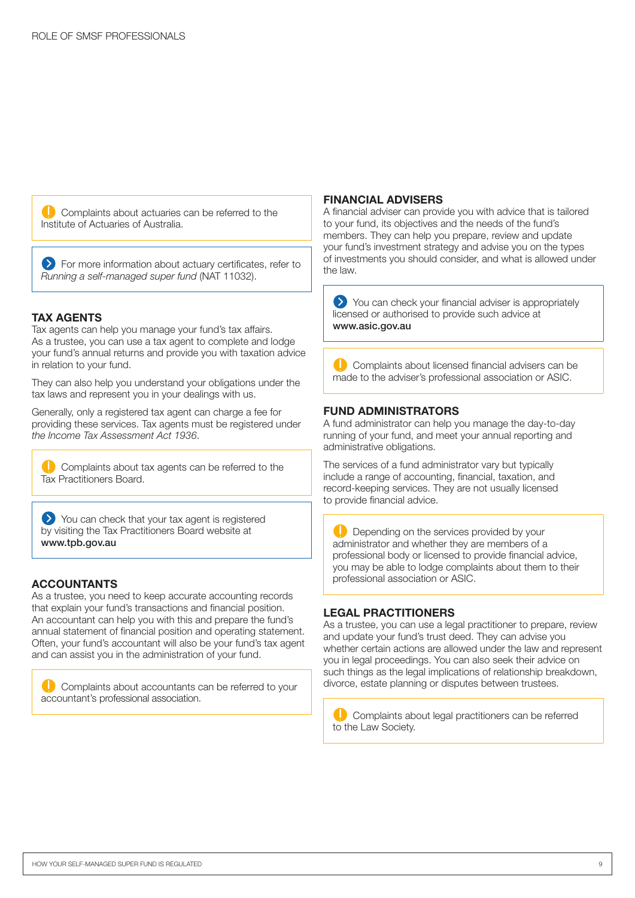Complaints about actuaries can be referred to the Institute of Actuaries of Australia.

For more information about actuary certificates, refer to *Running a self-managed super fund* (NAT 11032).

## TAX AGENTS

Tax agents can help you manage your fund's tax affairs. As a trustee, you can use a tax agent to complete and lodge your fund's annual returns and provide you with taxation advice in relation to your fund.

They can also help you understand your obligations under the tax laws and represent you in your dealings with us.

Generally, only a registered tax agent can charge a fee for providing these services. Tax agents must be registered under *the Income Tax Assessment Act 1936*.

Complaints about tax agents can be referred to the Tax Practitioners Board.

You can check that your tax agent is registered by visiting the Tax Practitioners Board website at **www.tpb.gov.au**

## ACCOUNTANTS

As a trustee, you need to keep accurate accounting records that explain your fund's transactions and financial position. An accountant can help you with this and prepare the fund's annual statement of financial position and operating statement. Often, your fund's accountant will also be your fund's tax agent and can assist you in the administration of your fund.

Complaints about accountants can be referred to your accountant's professional association.

## FINANCIAL ADVISERS

A financial adviser can provide you with advice that is tailored to your fund, its objectives and the needs of the fund's members. They can help you prepare, review and update your fund's investment strategy and advise you on the types of investments you should consider, and what is allowed under the law.

You can check your financial adviser is appropriately licensed or authorised to provide such advice at **www.asic.gov.au**

Complaints about licensed financial advisers can be made to the adviser's professional association or ASIC.

## FUND ADMINISTRATORS

A fund administrator can help you manage the day-to-day running of your fund, and meet your annual reporting and administrative obligations.

The services of a fund administrator vary but typically include a range of accounting, financial, taxation, and record-keeping services. They are not usually licensed to provide financial advice.

Depending on the services provided by your administrator and whether they are members of a professional body or licensed to provide financial advice, you may be able to lodge complaints about them to their professional association or ASIC.

## LEGAL PRACTITIONERS

As a trustee, you can use a legal practitioner to prepare, review and update your fund's trust deed. They can advise you whether certain actions are allowed under the law and represent you in legal proceedings. You can also seek their advice on such things as the legal implications of relationship breakdown, divorce, estate planning or disputes between trustees.

Complaints about legal practitioners can be referred to the Law Society.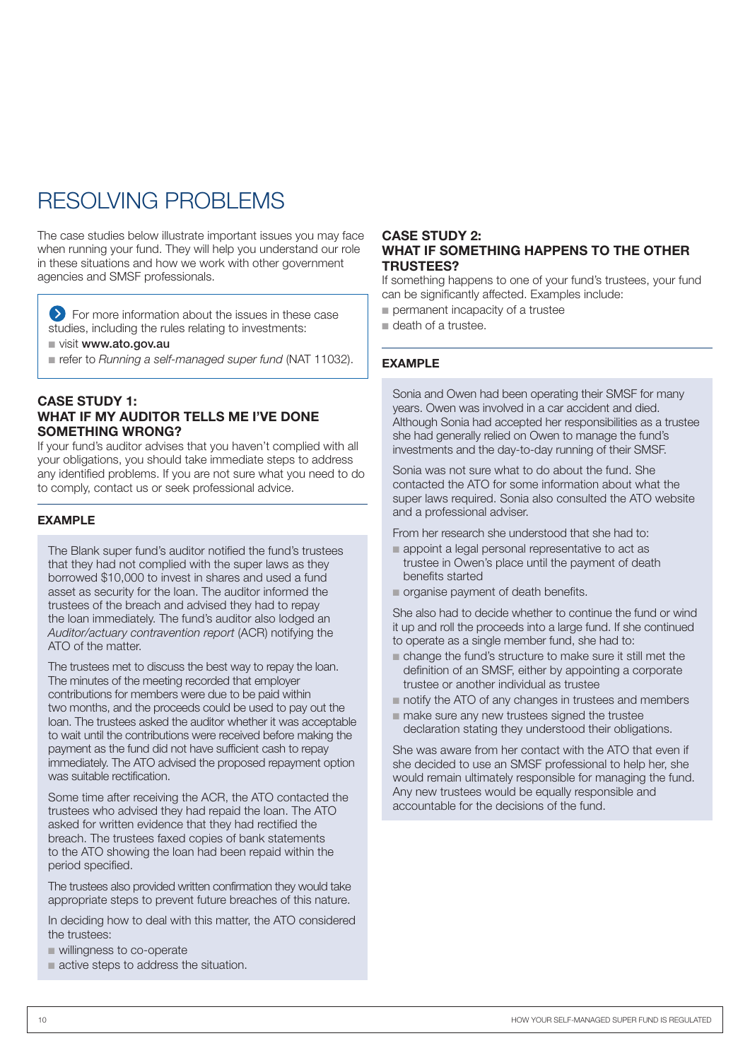# RESOLVING PROBLEMS

The case studies below illustrate important issues you may face when running your fund. They will help you understand our role in these situations and how we work with other government agencies and SMSF professionals.

> For more information about the issues in these case studies, including the rules relating to investments:
> - visit **www.ato.gov.au**
> - refer to *Running a self-managed super fund* (NAT 11032).

## CASE STUDY 1: WHAT IF MY AUDITOR TELLS ME I'VE DONE SOMETHING WRONG?

If your fund's auditor advises that you haven't complied with all your obligations, you should take immediate steps to address any identified problems. If you are not sure what you need to do to comply, contact us or seek professional advice.

### EXAMPLE

The Blank super fund's auditor notified the fund's trustees that they had not complied with the super laws as they borrowed $10,000 to invest in shares and used a fund asset as security for the loan. The auditor informed the trustees of the breach and advised they had to repay the loan immediately. The fund's auditor also lodged an *Auditor/actuary contravention report* (ACR) notifying the ATO of the matter.

The trustees met to discuss the best way to repay the loan. The minutes of the meeting recorded that employer contributions for members were due to be paid within two months, and the proceeds could be used to pay out the loan. The trustees asked the auditor whether it was acceptable to wait until the contributions were received before making the payment as the fund did not have sufficient cash to repay immediately. The ATO advised the proposed repayment option was suitable rectification.

Some time after receiving the ACR, the ATO contacted the trustees who advised they had repaid the loan. The ATO asked for written evidence that they had rectified the breach. The trustees faxed copies of bank statements to the ATO showing the loan had been repaid within the period specified.

The trustees also provided written confirmation they would take appropriate steps to prevent future breaches of this nature.

In deciding how to deal with this matter, the ATO considered the trustees:

- willingness to co-operate
- active steps to address the situation.

## CASE STUDY 2: WHAT IF SOMETHING HAPPENS TO THE OTHER TRUSTEES?

If something happens to one of your fund's trustees, your fund can be significantly affected. Examples include:

- permanent incapacity of a trustee
- death of a trustee.

### EXAMPLE

Sonia and Owen had been operating their SMSF for many years. Owen was involved in a car accident and died. Although Sonia had accepted her responsibilities as a trustee she had generally relied on Owen to manage the fund's investments and the day-to-day running of their SMSF.

Sonia was not sure what to do about the fund. She contacted the ATO for some information about what the super laws required. Sonia also consulted the ATO website and a professional adviser.

From her research she understood that she had to:

- appoint a legal personal representative to act as trustee in Owen's place until the payment of death benefits started
- organise payment of death benefits.

She also had to decide whether to continue the fund or wind it up and roll the proceeds into a large fund. If she continued to operate as a single member fund, she had to:

- change the fund's structure to make sure it still met the definition of an SMSF, either by appointing a corporate trustee or another individual as trustee
- notify the ATO of any changes in trustees and members
- make sure any new trustees signed the trustee declaration stating they understood their obligations.

She was aware from her contact with the ATO that even if she decided to use an SMSF professional to help her, she would remain ultimately responsible for managing the fund. Any new trustees would be equally responsible and accountable for the decisions of the fund.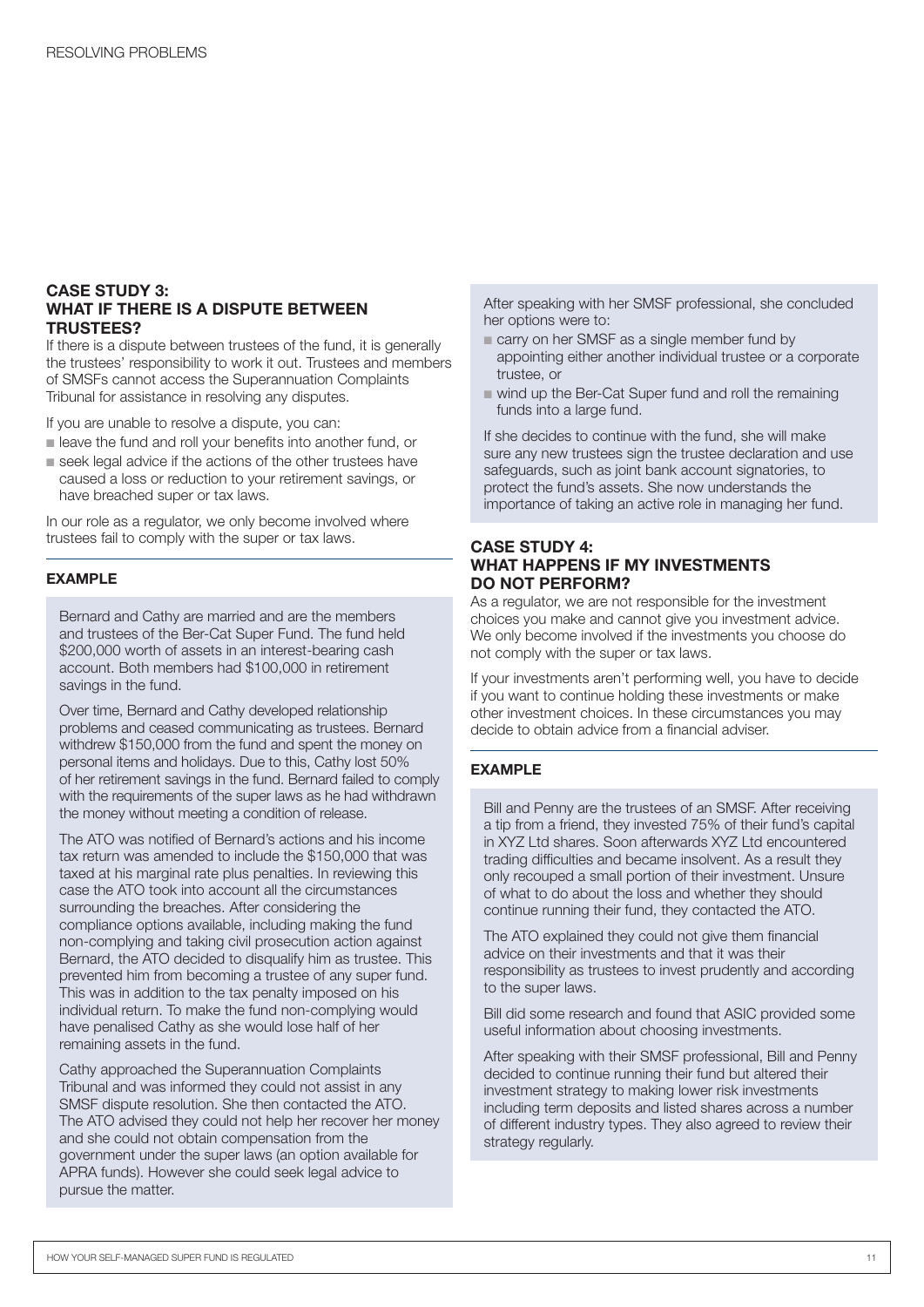## CASE STUDY 3: WHAT IF THERE IS A DISPUTE BETWEEN TRUSTEES?

If there is a dispute between trustees of the fund, it is generally the trustees' responsibility to work it out. Trustees and members of SMSFs cannot access the Superannuation Complaints Tribunal for assistance in resolving any disputes.

If you are unable to resolve a dispute, you can:

- leave the fund and roll your benefits into another fund, or
- seek legal advice if the actions of the other trustees have caused a loss or reduction to your retirement savings, or have breached super or tax laws.

In our role as a regulator, we only become involved where trustees fail to comply with the super or tax laws.

### EXAMPLE

Bernard and Cathy are married and are the members and trustees of the Ber-Cat Super Fund. The fund held $200,000 worth of assets in an interest-bearing cash account. Both members had $100,000 in retirement savings in the fund.

Over time, Bernard and Cathy developed relationship problems and ceased communicating as trustees. Bernard withdrew $150,000 from the fund and spent the money on personal items and holidays. Due to this, Cathy lost 50% of her retirement savings in the fund. Bernard failed to comply with the requirements of the super laws as he had withdrawn the money without meeting a condition of release.

The ATO was notified of Bernard's actions and his income tax return was amended to include the $150,000 that was taxed at his marginal rate plus penalties. In reviewing this case the ATO took into account all the circumstances surrounding the breaches. After considering the compliance options available, including making the fund non-complying and taking civil prosecution action against Bernard, the ATO decided to disqualify him as trustee. This prevented him from becoming a trustee of any super fund. This was in addition to the tax penalty imposed on his individual return. To make the fund non-complying would have penalised Cathy as she would lose half of her remaining assets in the fund.

Cathy approached the Superannuation Complaints Tribunal and was informed they could not assist in any SMSF dispute resolution. She then contacted the ATO. The ATO advised they could not help her recover her money and she could not obtain compensation from the government under the super laws (an option available for APRA funds). However she could seek legal advice to pursue the matter.

After speaking with her SMSF professional, she concluded her options were to:

- carry on her SMSF as a single member fund by appointing either another individual trustee or a corporate trustee, or
- wind up the Ber-Cat Super fund and roll the remaining funds into a large fund.

If she decides to continue with the fund, she will make sure any new trustees sign the trustee declaration and use safeguards, such as joint bank account signatories, to protect the fund's assets. She now understands the importance of taking an active role in managing her fund.

## CASE STUDY 4: WHAT HAPPENS IF MY INVESTMENTS DO NOT PERFORM?

As a regulator, we are not responsible for the investment choices you make and cannot give you investment advice. We only become involved if the investments you choose do not comply with the super or tax laws.

If your investments aren't performing well, you have to decide if you want to continue holding these investments or make other investment choices. In these circumstances you may decide to obtain advice from a financial adviser.

### EXAMPLE

Bill and Penny are the trustees of an SMSF. After receiving a tip from a friend, they invested 75% of their fund's capital in XYZ Ltd shares. Soon afterwards XYZ Ltd encountered trading difficulties and became insolvent. As a result they only recouped a small portion of their investment. Unsure of what to do about the loss and whether they should continue running their fund, they contacted the ATO.

The ATO explained they could not give them financial advice on their investments and that it was their responsibility as trustees to invest prudently and according to the super laws.

Bill did some research and found that ASIC provided some useful information about choosing investments.

After speaking with their SMSF professional, Bill and Penny decided to continue running their fund but altered their investment strategy to making lower risk investments including term deposits and listed shares across a number of different industry types. They also agreed to review their strategy regularly.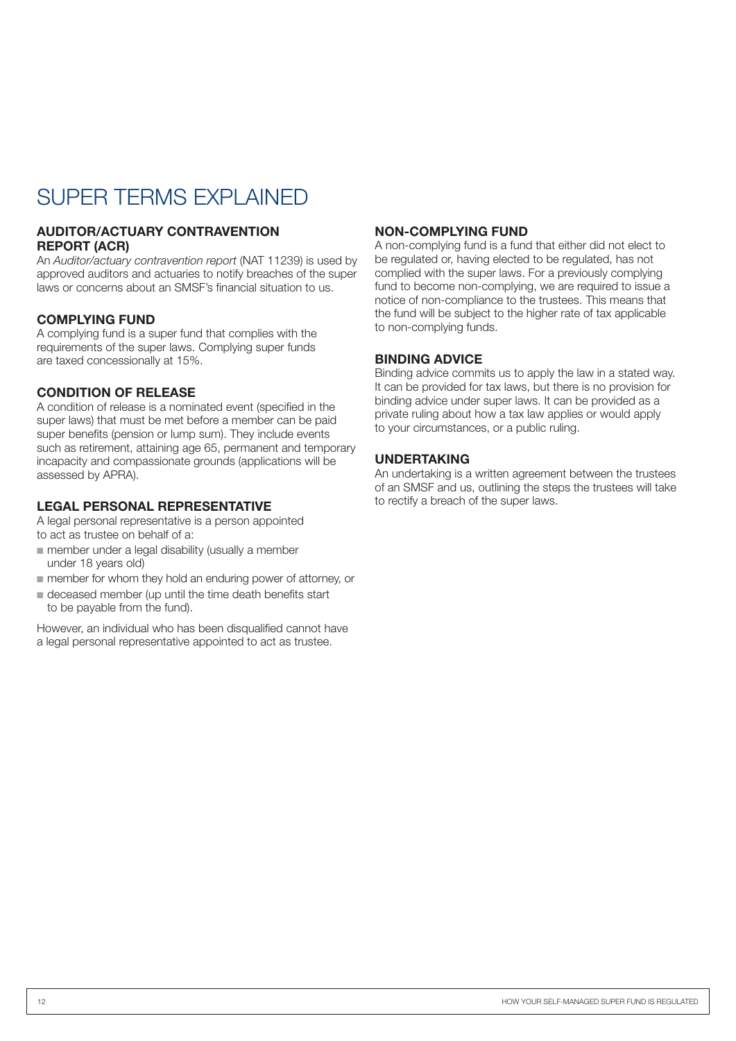# SUPER TERMS EXPLAINED

### AUDITOR/ACTUARY CONTRAVENTION REPORT (ACR)

An *Auditor/actuary contravention report* (NAT 11239) is used by approved auditors and actuaries to notify breaches of the super laws or concerns about an SMSF's financial situation to us.

### COMPLYING FUND

A complying fund is a super fund that complies with the requirements of the super laws. Complying super funds are taxed concessionally at 15%.

### CONDITION OF RELEASE

A condition of release is a nominated event (specified in the super laws) that must be met before a member can be paid super benefits (pension or lump sum). They include events such as retirement, attaining age 65, permanent and temporary incapacity and compassionate grounds (applications will be assessed by APRA).

### LEGAL PERSONAL REPRESENTATIVE

A legal personal representative is a person appointed to act as trustee on behalf of a:

- member under a legal disability (usually a member under 18 years old)
- member for whom they hold an enduring power of attorney, or
- deceased member (up until the time death benefits start to be payable from the fund).

However, an individual who has been disqualified cannot have a legal personal representative appointed to act as trustee.

### NON-COMPLYING FUND

A non-complying fund is a fund that either did not elect to be regulated or, having elected to be regulated, has not complied with the super laws. For a previously complying fund to become non-complying, we are required to issue a notice of non-compliance to the trustees. This means that the fund will be subject to the higher rate of tax applicable to non-complying funds.

### BINDING ADVICE

Binding advice commits us to apply the law in a stated way. It can be provided for tax laws, but there is no provision for binding advice under super laws. It can be provided as a private ruling about how a tax law applies or would apply to your circumstances, or a public ruling.

### UNDERTAKING

An undertaking is a written agreement between the trustees of an SMSF and us, outlining the steps the trustees will take to rectify a breach of the super laws.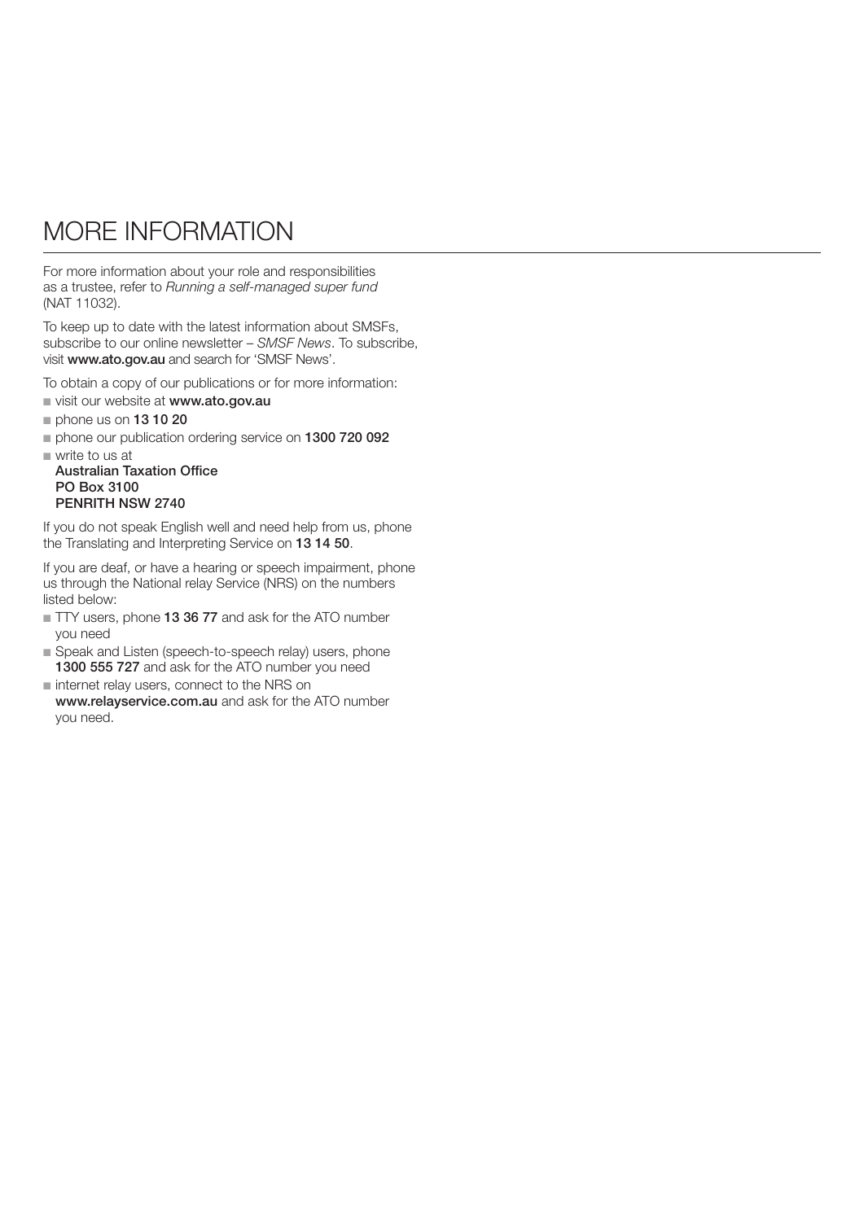# MORE INFORMATION

For more information about your role and responsibilities as a trustee, refer to *Running a self-managed super fund* (NAT 11032).

To keep up to date with the latest information about SMSFs, subscribe to our online newsletter – *SMSF News*. To subscribe, visit **www.ato.gov.au** and search for 'SMSF News'.

To obtain a copy of our publications or for more information:

- visit our website at **www.ato.gov.au**
- phone us on **13 10 20**
- phone our publication ordering service on **1300 720 092**
- write to us at
  **Australian Taxation Office**
  **PO Box 3100**
  **PENRITH NSW 2740**

If you do not speak English well and need help from us, phone the Translating and Interpreting Service on **13 14 50**.

If you are deaf, or have a hearing or speech impairment, phone us through the National relay Service (NRS) on the numbers listed below:

- TTY users, phone **13 36 77** and ask for the ATO number you need
- Speak and Listen (speech-to-speech relay) users, phone **1300 555 727** and ask for the ATO number you need
- internet relay users, connect to the NRS on **www.relayservice.com.au** and ask for the ATO number you need.